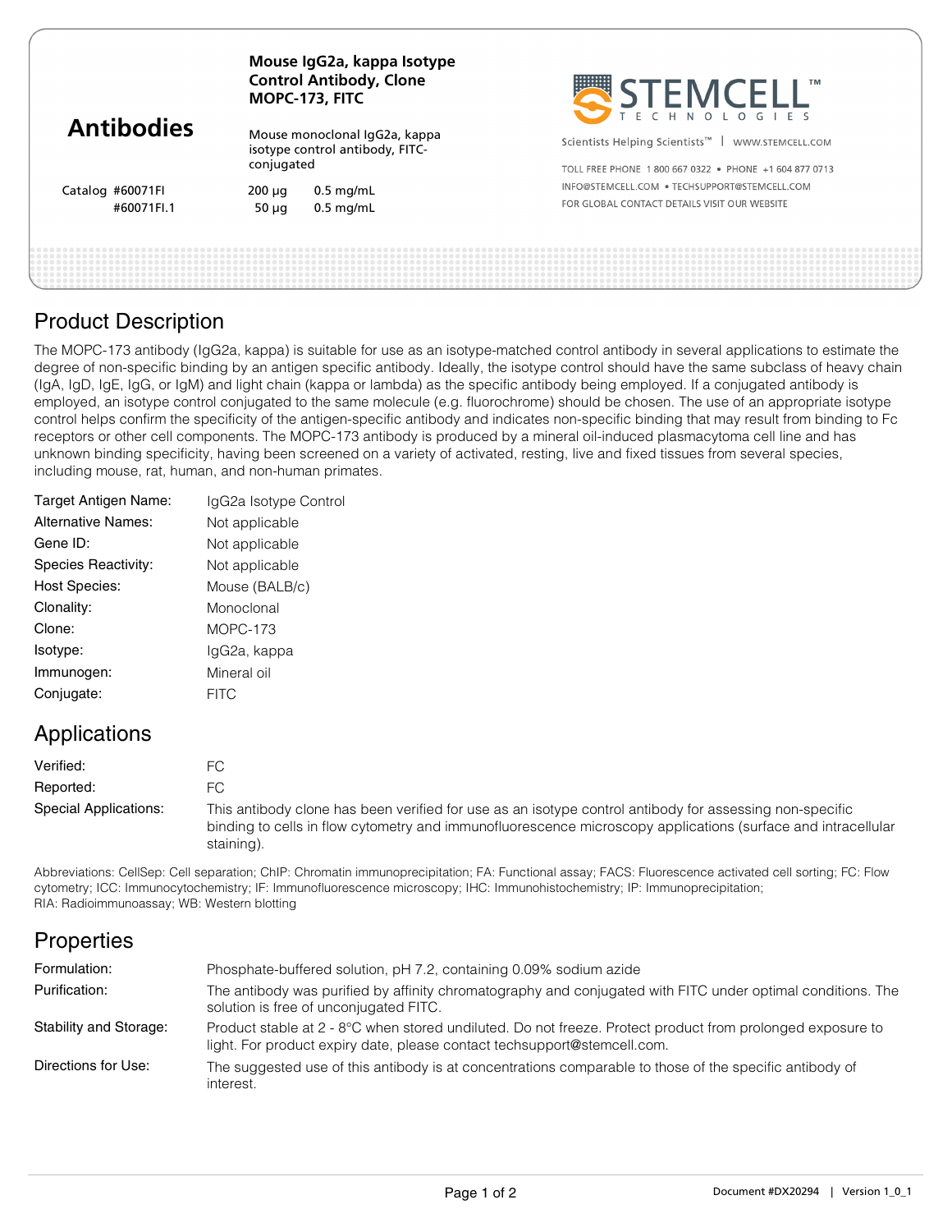# Antibodies

**Mouse IgG2a, kappa Isotype Control Antibody, Clone MOPC-173, FITC**

Mouse monoclonal IgG2a, kappa isotype control antibody, FITC-conjugated

| Catalog | | |
|---|---|---|
| #60071FI | 200 µg | 0.5 mg/mL |
| #60071FI.1 | 50 µg | 0.5 mg/mL |

STEMCELL™ TECHNOLOGIES

Scientists Helping Scientists™ | WWW.STEMCELL.COM

TOLL FREE PHONE 1 800 667 0322 • PHONE +1 604 877 0713
INFO@STEMCELL.COM • TECHSUPPORT@STEMCELL.COM
FOR GLOBAL CONTACT DETAILS VISIT OUR WEBSITE

## Product Description

The MOPC-173 antibody (IgG2a, kappa) is suitable for use as an isotype-matched control antibody in several applications to estimate the degree of non-specific binding by an antigen specific antibody. Ideally, the isotype control should have the same subclass of heavy chain (IgA, IgD, IgE, IgG, or IgM) and light chain (kappa or lambda) as the specific antibody being employed. If a conjugated antibody is employed, an isotype control conjugated to the same molecule (e.g. fluorochrome) should be chosen. The use of an appropriate isotype control helps confirm the specificity of the antigen-specific antibody and indicates non-specific binding that may result from binding to Fc receptors or other cell components. The MOPC-173 antibody is produced by a mineral oil-induced plasmacytoma cell line and has unknown binding specificity, having been screened on a variety of activated, resting, live and fixed tissues from several species, including mouse, rat, human, and non-human primates.

| | |
|---|---|
| Target Antigen Name: | IgG2a Isotype Control |
| Alternative Names: | Not applicable |
| Gene ID: | Not applicable |
| Species Reactivity: | Not applicable |
| Host Species: | Mouse (BALB/c) |
| Clonality: | Monoclonal |
| Clone: | MOPC-173 |
| Isotype: | IgG2a, kappa |
| Immunogen: | Mineral oil |
| Conjugate: | FITC |

## Applications

| | |
|---|---|
| Verified: | FC |
| Reported: | FC |
| Special Applications: | This antibody clone has been verified for use as an isotype control antibody for assessing non-specific binding to cells in flow cytometry and immunofluorescence microscopy applications (surface and intracellular staining). |

Abbreviations: CellSep: Cell separation; ChIP: Chromatin immunoprecipitation; FA: Functional assay; FACS: Fluorescence activated cell sorting; FC: Flow cytometry; ICC: Immunocytochemistry; IF: Immunofluorescence microscopy; IHC: Immunohistochemistry; IP: Immunoprecipitation; RIA: Radioimmunoassay; WB: Western blotting

## Properties

| | |
|---|---|
| Formulation: | Phosphate-buffered solution, pH 7.2, containing 0.09% sodium azide |
| Purification: | The antibody was purified by affinity chromatography and conjugated with FITC under optimal conditions. The solution is free of unconjugated FITC. |
| Stability and Storage: | Product stable at 2 - 8°C when stored undiluted. Do not freeze. Protect product from prolonged exposure to light. For product expiry date, please contact techsupport@stemcell.com. |
| Directions for Use: | The suggested use of this antibody is at concentrations comparable to those of the specific antibody of interest. |

Document #DX20294 | Version 1_0_1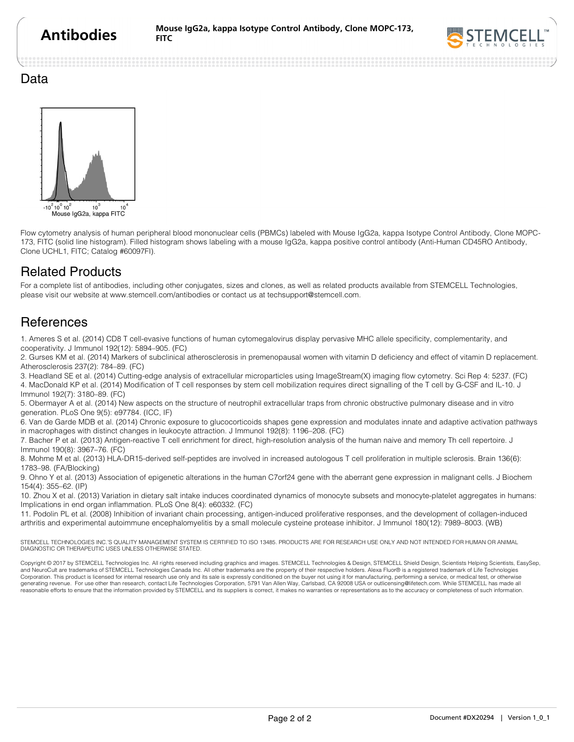## Data

$-10^2$ $10^0$ $10^2$ $10^3$ $10^4$

Mouse IgG2a, kappa FITC

Flow cytometry analysis of human peripheral blood mononuclear cells (PBMCs) labeled with Mouse IgG2a, kappa Isotype Control Antibody, Clone MOPC-173, FITC (solid line histogram). Filled histogram shows labeling with a mouse IgG2a, kappa positive control antibody (Anti-Human CD45RO Antibody, Clone UCHL1, FITC; Catalog #60097FI).

## Related Products

For a complete list of antibodies, including other conjugates, sizes and clones, as well as related products available from STEMCELL Technologies, please visit our website at www.stemcell.com/antibodies or contact us at techsupport@stemcell.com.

## References

1. Ameres S et al. (2014) CD8 T cell-evasive functions of human cytomegalovirus display pervasive MHC allele specificity, complementarity, and cooperativity. J Immunol 192(12): 5894–905. (FC)
2. Gurses KM et al. (2014) Markers of subclinical atherosclerosis in premenopausal women with vitamin D deficiency and effect of vitamin D replacement. Atherosclerosis 237(2): 784–89. (FC)
3. Headland SE et al. (2014) Cutting-edge analysis of extracellular microparticles using ImageStream(X) imaging flow cytometry. Sci Rep 4: 5237. (FC)
4. MacDonald KP et al. (2014) Modification of T cell responses by stem cell mobilization requires direct signalling of the T cell by G-CSF and IL-10. J Immunol 192(7): 3180–89. (FC)
5. Obermayer A et al. (2014) New aspects on the structure of neutrophil extracellular traps from chronic obstructive pulmonary disease and in vitro generation. PLoS One 9(5): e97784. (ICC, IF)
6. Van de Garde MDB et al. (2014) Chronic exposure to glucocorticoids shapes gene expression and modulates innate and adaptive activation pathways in macrophages with distinct changes in leukocyte attraction. J Immunol 192(8): 1196–208. (FC)
7. Bacher P et al. (2013) Antigen-reactive T cell enrichment for direct, high-resolution analysis of the human naive and memory Th cell repertoire. J Immunol 190(8): 3967–76. (FC)
8. Mohme M et al. (2013) HLA-DR15-derived self-peptides are involved in increased autologous T cell proliferation in multiple sclerosis. Brain 136(6): 1783–98. (FA/Blocking)
9. Ohno Y et al. (2013) Association of epigenetic alterations in the human C7orf24 gene with the aberrant gene expression in malignant cells. J Biochem 154(4): 355–62. (IP)
10. Zhou X et al. (2013) Variation in dietary salt intake induces coordinated dynamics of monocyte subsets and monocyte-platelet aggregates in humans: Implications in end organ inflammation. PLoS One 8(4): e60332. (FC)
11. Podolin PL et al. (2008) Inhibition of invariant chain processing, antigen-induced proliferative responses, and the development of collagen-induced arthritis and experimental autoimmune encephalomyelitis by a small molecule cysteine protease inhibitor. J Immunol 180(12): 7989–8003. (WB)

STEMCELL TECHNOLOGIES INC.'S QUALITY MANAGEMENT SYSTEM IS CERTIFIED TO ISO 13485. PRODUCTS ARE FOR RESEARCH USE ONLY AND NOT INTENDED FOR HUMAN OR ANIMAL DIAGNOSTIC OR THERAPEUTIC USES UNLESS OTHERWISE STATED.

Copyright © 2017 by STEMCELL Technologies Inc. All rights reserved including graphics and images. STEMCELL Technologies & Design, STEMCELL Shield Design, Scientists Helping Scientists, EasySep, and NeuroCult are trademarks of STEMCELL Technologies Canada Inc. All other trademarks are the property of their respective holders. Alexa Fluor® is a registered trademark of Life Technologies Corporation. This product is licensed for internal research use only and its sale is expressly conditioned on the buyer not using it for manufacturing, performing a service, or medical test, or otherwise generating revenue. For use other than research, contact Life Technologies Corporation, 5791 Van Allen Way, Carlsbad, CA 92008 USA or outlicensing@lifetech.com. While STEMCELL has made all reasonable efforts to ensure that the information provided by STEMCELL and its suppliers is correct, it makes no warranties or representations as to the accuracy or completeness of such information.